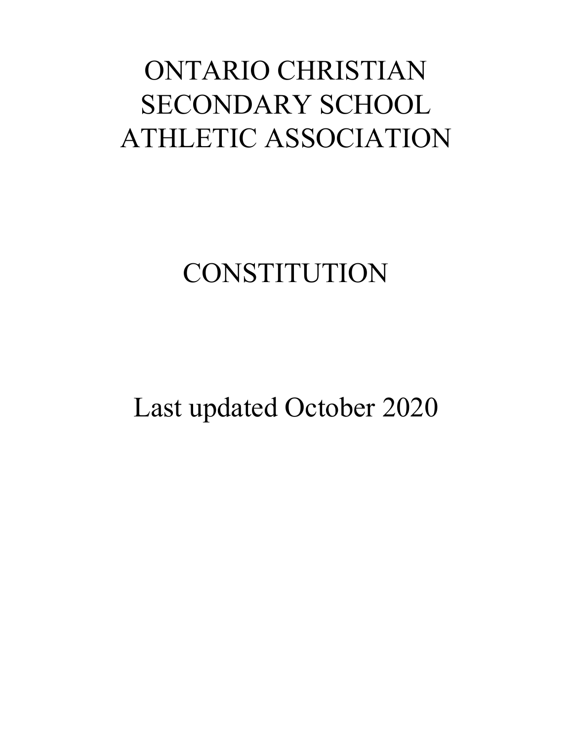# ONTARIO CHRISTIAN SECONDARY SCHOOL ATHLETIC ASSOCIATION

# CONSTITUTION

Last updated October 2020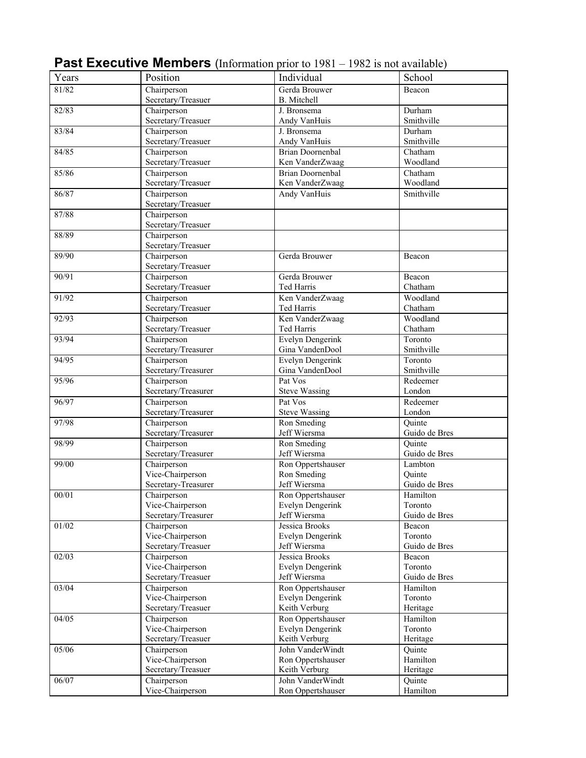## **Past Executive Members** (Information prior to 1981 – 1982 is not available)

| Years | Position | Individual | School |
|---|---|---|---|
| 81/82 | Chairperson | Gerda Brouwer | Beacon |
| | Secretary/Treasuer | B. Mitchell | |
| 82/83 | Chairperson | J. Bronsema | Durham |
| | Secretary/Treasuer | Andy VanHuis | Smithville |
| 83/84 | Chairperson | J. Bronsema | Durham |
| | Secretary/Treasuer | Andy VanHuis | Smithville |
| 84/85 | Chairperson | Brian Doornenbal | Chatham |
| | Secretary/Treasuer | Ken VanderZwaag | Woodland |
| 85/86 | Chairperson | Brian Doornenbal | Chatham |
| | Secretary/Treasuer | Ken VanderZwaag | Woodland |
| 86/87 | Chairperson | Andy VanHuis | Smithville |
| | Secretary/Treasuer | | |
| 87/88 | Chairperson | | |
| | Secretary/Treasuer | | |
| 88/89 | Chairperson | | |
| | Secretary/Treasuer | | |
| 89/90 | Chairperson | Gerda Brouwer | Beacon |
| | Secretary/Treasuer | | |
| 90/91 | Chairperson | Gerda Brouwer | Beacon |
| | Secretary/Treasuer | Ted Harris | Chatham |
| 91/92 | Chairperson | Ken VanderZwaag | Woodland |
| | Secretary/Treasuer | Ted Harris | Chatham |
| 92/93 | Chairperson | Ken VanderZwaag | Woodland |
| | Secretary/Treasuer | Ted Harris | Chatham |
| 93/94 | Chairperson | Evelyn Dengerink | Toronto |
| | Secretary/Treasurer | Gina VandenDool | Smithville |
| 94/95 | Chairperson | Evelyn Dengerink | Toronto |
| | Secretary/Treasurer | Gina VandenDool | Smithville |
| 95/96 | Chairperson | Pat Vos | Redeemer |
| | Secretary/Treasurer | Steve Wassing | London |
| 96/97 | Chairperson | Pat Vos | Redeemer |
| | Secretary/Treasurer | Steve Wassing | London |
| 97/98 | Chairperson | Ron Smeding | Quinte |
| | Secretary/Treasurer | Jeff Wiersma | Guido de Bres |
| 98/99 | Chairperson | Ron Smeding | Quinte |
| | Secretary/Treasurer | Jeff Wiersma | Guido de Bres |
| 99/00 | Chairperson | Ron Oppertshauser | Lambton |
| | Vice-Chairperson | Ron Smeding | Quinte |
| | Secretary-Treasurer | Jeff Wiersma | Guido de Bres |
| 00/01 | Chairperson | Ron Oppertshauser | Hamilton |
| | Vice-Chairperson | Evelyn Dengerink | Toronto |
| | Secretary/Treasurer | Jeff Wiersma | Guido de Bres |
| 01/02 | Chairperson | Jessica Brooks | Beacon |
| | Vice-Chairperson | Evelyn Dengerink | Toronto |
| | Secretary/Treasuer | Jeff Wiersma | Guido de Bres |
| 02/03 | Chairperson | Jessica Brooks | Beacon |
| | Vice-Chairperson | Evelyn Dengerink | Toronto |
| | Secretary/Treasuer | Jeff Wiersma | Guido de Bres |
| 03/04 | Chairperson | Ron Oppertshauser | Hamilton |
| | Vice-Chairperson | Evelyn Dengerink | Toronto |
| | Secretary/Treasuer | Keith Verburg | Heritage |
| 04/05 | Chairperson | Ron Oppertshauser | Hamilton |
| | Vice-Chairperson | Evelyn Dengerink | Toronto |
| | Secretary/Treasuer | Keith Verburg | Heritage |
| 05/06 | Chairperson | John VanderWindt | Quinte |
| | Vice-Chairperson | Ron Oppertshauser | Hamilton |
| | Secretary/Treasuer | Keith Verburg | Heritage |
| 06/07 | Chairperson | John VanderWindt | Quinte |
| | Vice-Chairperson | Ron Oppertshauser | Hamilton |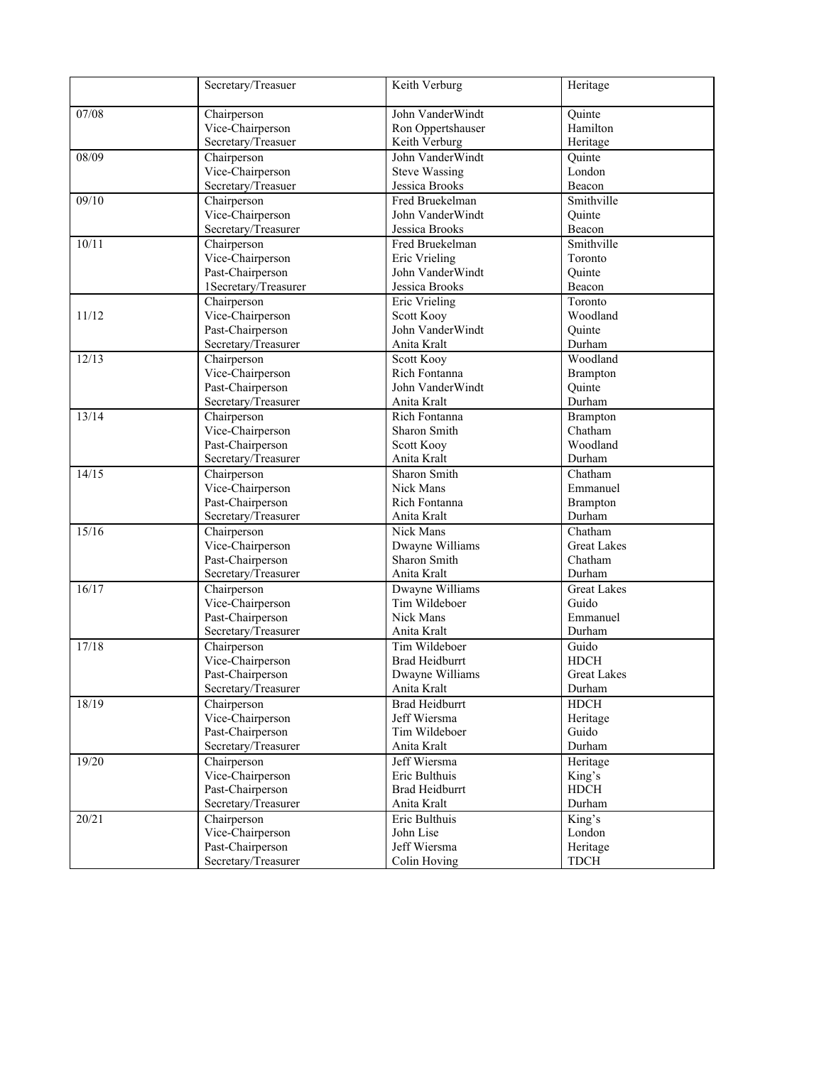| | | | |
|---|---|---|---|
| | Secretary/Treasuer | Keith Verburg | Heritage |
| 07/08 | Chairperson<br>Vice-Chairperson<br>Secretary/Treasuer | John VanderWindt<br>Ron Oppertshauser<br>Keith Verburg | Quinte<br>Hamilton<br>Heritage |
| 08/09 | Chairperson<br>Vice-Chairperson<br>Secretary/Treasuer | John VanderWindt<br>Steve Wassing<br>Jessica Brooks | Quinte<br>London<br>Beacon |
| 09/10 | Chairperson<br>Vice-Chairperson<br>Secretary/Treasurer | Fred Bruekelman<br>John VanderWindt<br>Jessica Brooks | Smithville<br>Quinte<br>Beacon |
| 10/11 | Chairperson<br>Vice-Chairperson<br>Past-Chairperson<br>1Secretary/Treasurer | Fred Bruekelman<br>Eric Vrieling<br>John VanderWindt<br>Jessica Brooks | Smithville<br>Toronto<br>Quinte<br>Beacon |
| 11/12 | Chairperson<br>Vice-Chairperson<br>Past-Chairperson<br>Secretary/Treasurer | Eric Vrieling<br>Scott Kooy<br>John VanderWindt<br>Anita Kralt | Toronto<br>Woodland<br>Quinte<br>Durham |
| 12/13 | Chairperson<br>Vice-Chairperson<br>Past-Chairperson<br>Secretary/Treasurer | Scott Kooy<br>Rich Fontanna<br>John VanderWindt<br>Anita Kralt | Woodland<br>Brampton<br>Quinte<br>Durham |
| 13/14 | Chairperson<br>Vice-Chairperson<br>Past-Chairperson<br>Secretary/Treasurer | Rich Fontanna<br>Sharon Smith<br>Scott Kooy<br>Anita Kralt | Brampton<br>Chatham<br>Woodland<br>Durham |
| 14/15 | Chairperson<br>Vice-Chairperson<br>Past-Chairperson<br>Secretary/Treasurer | Sharon Smith<br>Nick Mans<br>Rich Fontanna<br>Anita Kralt | Chatham<br>Emmanuel<br>Brampton<br>Durham |
| 15/16 | Chairperson<br>Vice-Chairperson<br>Past-Chairperson<br>Secretary/Treasurer | Nick Mans<br>Dwayne Williams<br>Sharon Smith<br>Anita Kralt | Chatham<br>Great Lakes<br>Chatham<br>Durham |
| 16/17 | Chairperson<br>Vice-Chairperson<br>Past-Chairperson<br>Secretary/Treasurer | Dwayne Williams<br>Tim Wildeboer<br>Nick Mans<br>Anita Kralt | Great Lakes<br>Guido<br>Emmanuel<br>Durham |
| 17/18 | Chairperson<br>Vice-Chairperson<br>Past-Chairperson<br>Secretary/Treasurer | Tim Wildeboer<br>Brad Heidburrt<br>Dwayne Williams<br>Anita Kralt | Guido<br>HDCH<br>Great Lakes<br>Durham |
| 18/19 | Chairperson<br>Vice-Chairperson<br>Past-Chairperson<br>Secretary/Treasurer | Brad Heidburrt<br>Jeff Wiersma<br>Tim Wildeboer<br>Anita Kralt | HDCH<br>Heritage<br>Guido<br>Durham |
| 19/20 | Chairperson<br>Vice-Chairperson<br>Past-Chairperson<br>Secretary/Treasurer | Jeff Wiersma<br>Eric Bulthuis<br>Brad Heidburrt<br>Anita Kralt | Heritage<br>King's<br>HDCH<br>Durham |
| 20/21 | Chairperson<br>Vice-Chairperson<br>Past-Chairperson<br>Secretary/Treasurer | Eric Bulthuis<br>John Lise<br>Jeff Wiersma<br>Colin Hoving | King's<br>London<br>Heritage<br>TDCH |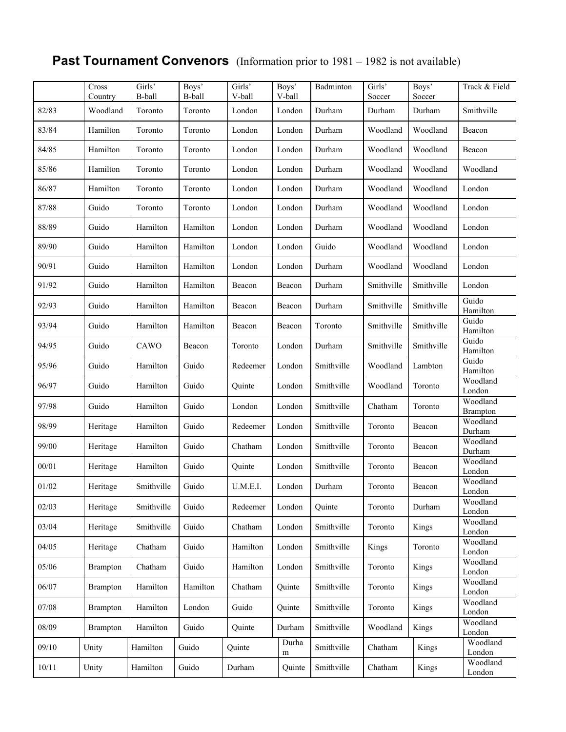## **Past Tournament Convenors** (Information prior to 1981 – 1982 is not available)

| | Cross Country | Girls' B-ball | Boys' B-ball | Girls' V-ball | Boys' V-ball | Badminton | Girls' Soccer | Boys' Soccer | Track & Field |
|---|---|---|---|---|---|---|---|---|---|
| 82/83 | Woodland | Toronto | Toronto | London | London | Durham | Durham | Durham | Smithville |
| 83/84 | Hamilton | Toronto | Toronto | London | London | Durham | Woodland | Woodland | Beacon |
| 84/85 | Hamilton | Toronto | Toronto | London | London | Durham | Woodland | Woodland | Beacon |
| 85/86 | Hamilton | Toronto | Toronto | London | London | Durham | Woodland | Woodland | Woodland |
| 86/87 | Hamilton | Toronto | Toronto | London | London | Durham | Woodland | Woodland | London |
| 87/88 | Guido | Toronto | Toronto | London | London | Durham | Woodland | Woodland | London |
| 88/89 | Guido | Hamilton | Hamilton | London | London | Durham | Woodland | Woodland | London |
| 89/90 | Guido | Hamilton | Hamilton | London | London | Guido | Woodland | Woodland | London |
| 90/91 | Guido | Hamilton | Hamilton | London | London | Durham | Woodland | Woodland | London |
| 91/92 | Guido | Hamilton | Hamilton | Beacon | Beacon | Durham | Smithville | Smithville | London |
| 92/93 | Guido | Hamilton | Hamilton | Beacon | Beacon | Durham | Smithville | Smithville | Guido Hamilton |
| 93/94 | Guido | Hamilton | Hamilton | Beacon | Beacon | Toronto | Smithville | Smithville | Guido Hamilton |
| 94/95 | Guido | CAWO | Beacon | Toronto | London | Durham | Smithville | Smithville | Guido Hamilton |
| 95/96 | Guido | Hamilton | Guido | Redeemer | London | Smithville | Woodland | Lambton | Guido Hamilton |
| 96/97 | Guido | Hamilton | Guido | Quinte | London | Smithville | Woodland | Toronto | Woodland London |
| 97/98 | Guido | Hamilton | Guido | London | London | Smithville | Chatham | Toronto | Woodland Brampton |
| 98/99 | Heritage | Hamilton | Guido | Redeemer | London | Smithville | Toronto | Beacon | Woodland Durham |
| 99/00 | Heritage | Hamilton | Guido | Chatham | London | Smithville | Toronto | Beacon | Woodland Durham |
| 00/01 | Heritage | Hamilton | Guido | Quinte | London | Smithville | Toronto | Beacon | Woodland London |
| 01/02 | Heritage | Smithville | Guido | U.M.E.I. | London | Durham | Toronto | Beacon | Woodland London |
| 02/03 | Heritage | Smithville | Guido | Redeemer | London | Quinte | Toronto | Durham | Woodland London |
| 03/04 | Heritage | Smithville | Guido | Chatham | London | Smithville | Toronto | Kings | Woodland London |
| 04/05 | Heritage | Chatham | Guido | Hamilton | London | Smithville | Kings | Toronto | Woodland London |
| 05/06 | Brampton | Chatham | Guido | Hamilton | London | Smithville | Toronto | Kings | Woodland London |
| 06/07 | Brampton | Hamilton | Hamilton | Chatham | Quinte | Smithville | Toronto | Kings | Woodland London |
| 07/08 | Brampton | Hamilton | London | Guido | Quinte | Smithville | Toronto | Kings | Woodland London |
| 08/09 | Brampton | Hamilton | Guido | Quinte | Durham | Smithville | Woodland | Kings | Woodland London |
| 09/10 | Unity | Hamilton | Guido | Quinte | Durham | Smithville | Chatham | Kings | Woodland London |
| 10/11 | Unity | Hamilton | Guido | Durham | Quinte | Smithville | Chatham | Kings | Woodland London |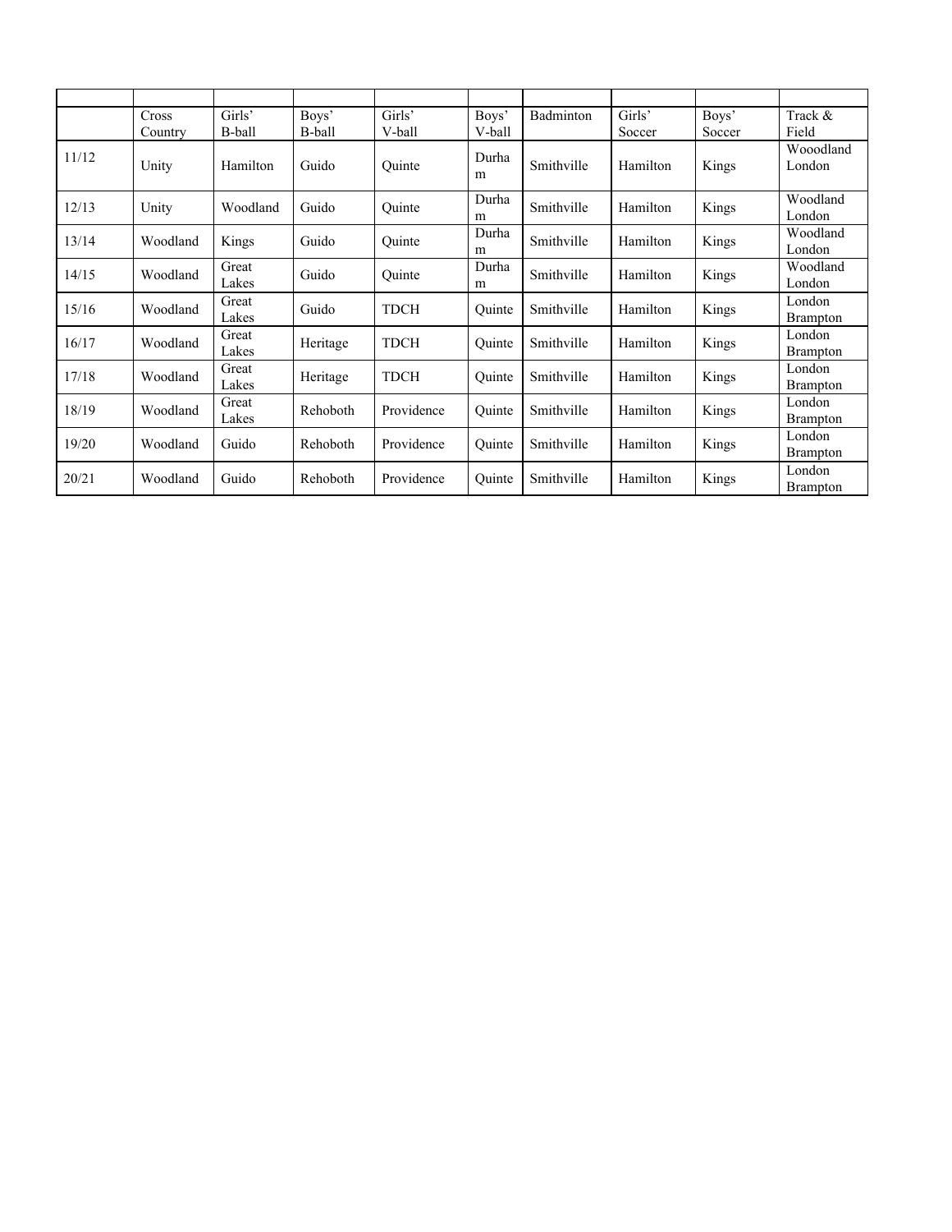| | | | | | | | | | |
|---|---|---|---|---|---|---|---|---|---|
| | Cross Country | Girls' B-ball | Boys' B-ball | Girls' V-ball | Boys' V-ball | Badminton | Girls' Soccer | Boys' Soccer | Track & Field |
| 11/12 | Unity | Hamilton | Guido | Quinte | Durham | Smithville | Hamilton | Kings | Wooodland London |
| 12/13 | Unity | Woodland | Guido | Quinte | Durham | Smithville | Hamilton | Kings | Woodland London |
| 13/14 | Woodland | Kings | Guido | Quinte | Durham | Smithville | Hamilton | Kings | Woodland London |
| 14/15 | Woodland | Great Lakes | Guido | Quinte | Durham | Smithville | Hamilton | Kings | Woodland London |
| 15/16 | Woodland | Great Lakes | Guido | TDCH | Quinte | Smithville | Hamilton | Kings | London Brampton |
| 16/17 | Woodland | Great Lakes | Heritage | TDCH | Quinte | Smithville | Hamilton | Kings | London Brampton |
| 17/18 | Woodland | Great Lakes | Heritage | TDCH | Quinte | Smithville | Hamilton | Kings | London Brampton |
| 18/19 | Woodland | Great Lakes | Rehoboth | Providence | Quinte | Smithville | Hamilton | Kings | London Brampton |
| 19/20 | Woodland | Guido | Rehoboth | Providence | Quinte | Smithville | Hamilton | Kings | London Brampton |
| 20/21 | Woodland | Guido | Rehoboth | Providence | Quinte | Smithville | Hamilton | Kings | London Brampton |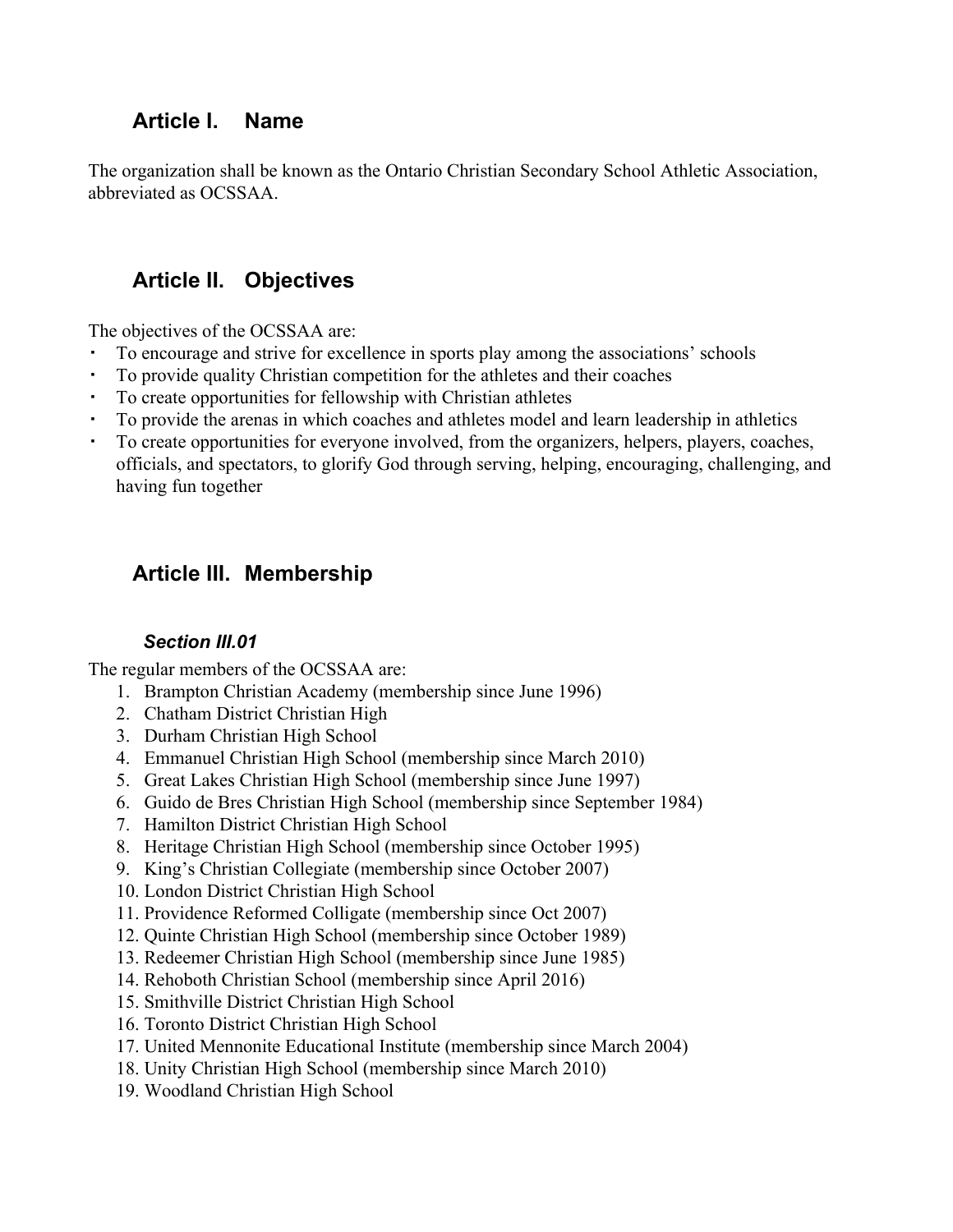## Article I. Name

The organization shall be known as the Ontario Christian Secondary School Athletic Association, abbreviated as OCSSAA.

## Article II. Objectives

The objectives of the OCSSAA are:

- To encourage and strive for excellence in sports play among the associations' schools
- To provide quality Christian competition for the athletes and their coaches
- To create opportunities for fellowship with Christian athletes
- To provide the arenas in which coaches and athletes model and learn leadership in athletics
- To create opportunities for everyone involved, from the organizers, helpers, players, coaches, officials, and spectators, to glorify God through serving, helping, encouraging, challenging, and having fun together

## Article III. Membership

### *Section III.01*

The regular members of the OCSSAA are:

1. Brampton Christian Academy (membership since June 1996)
2. Chatham District Christian High
3. Durham Christian High School
4. Emmanuel Christian High School (membership since March 2010)
5. Great Lakes Christian High School (membership since June 1997)
6. Guido de Bres Christian High School (membership since September 1984)
7. Hamilton District Christian High School
8. Heritage Christian High School (membership since October 1995)
9. King's Christian Collegiate (membership since October 2007)
10. London District Christian High School
11. Providence Reformed Colligate (membership since Oct 2007)
12. Quinte Christian High School (membership since October 1989)
13. Redeemer Christian High School (membership since June 1985)
14. Rehoboth Christian School (membership since April 2016)
15. Smithville District Christian High School
16. Toronto District Christian High School
17. United Mennonite Educational Institute (membership since March 2004)
18. Unity Christian High School (membership since March 2010)
19. Woodland Christian High School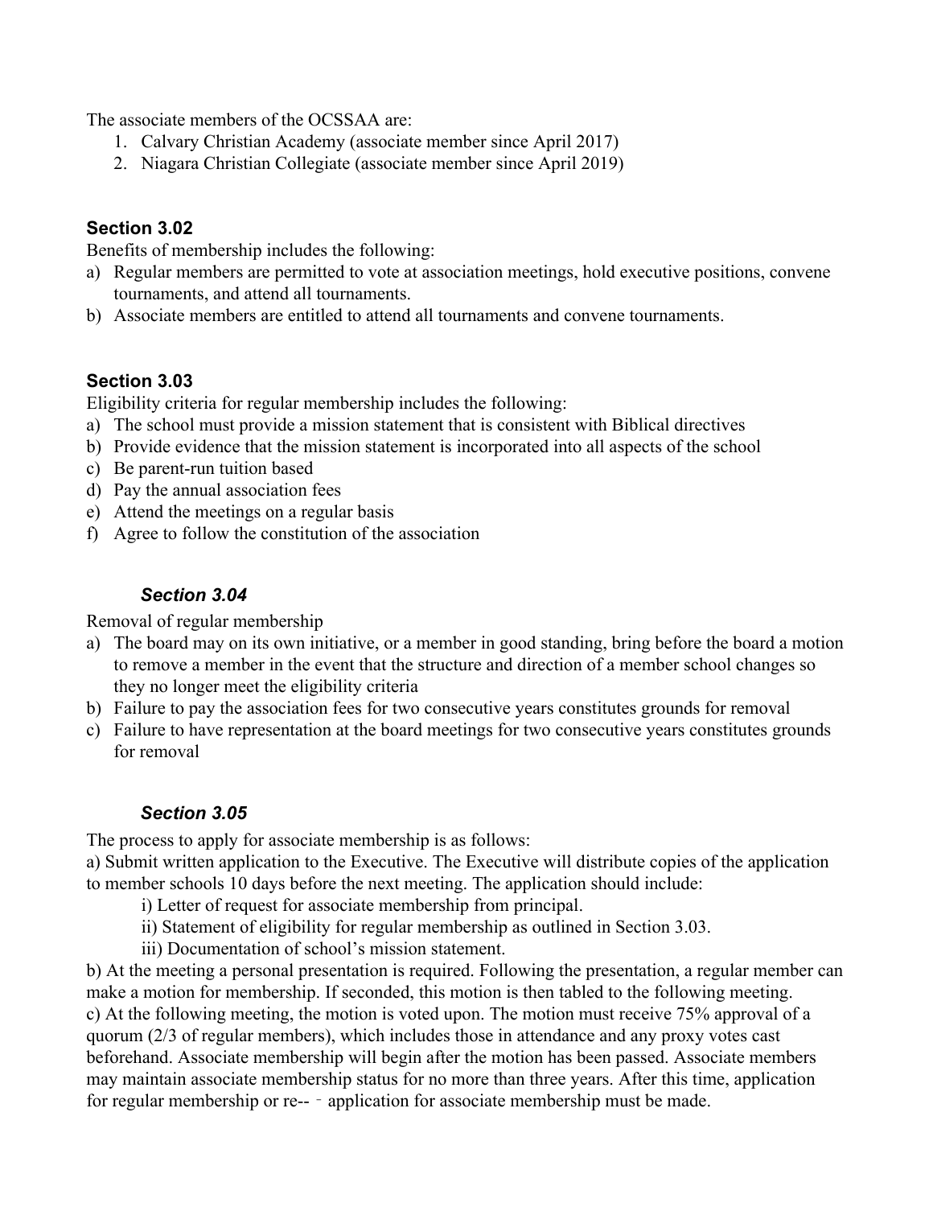The associate members of the OCSSAA are:

1. Calvary Christian Academy (associate member since April 2017)
2. Niagara Christian Collegiate (associate member since April 2019)

### Section 3.02

Benefits of membership includes the following:

a) Regular members are permitted to vote at association meetings, hold executive positions, convene tournaments, and attend all tournaments.
b) Associate members are entitled to attend all tournaments and convene tournaments.

### Section 3.03

Eligibility criteria for regular membership includes the following:

a) The school must provide a mission statement that is consistent with Biblical directives
b) Provide evidence that the mission statement is incorporated into all aspects of the school
c) Be parent-run tuition based
d) Pay the annual association fees
e) Attend the meetings on a regular basis
f) Agree to follow the constitution of the association

### *Section 3.04*

Removal of regular membership

a) The board may on its own initiative, or a member in good standing, bring before the board a motion to remove a member in the event that the structure and direction of a member school changes so they no longer meet the eligibility criteria
b) Failure to pay the association fees for two consecutive years constitutes grounds for removal
c) Failure to have representation at the board meetings for two consecutive years constitutes grounds for removal

### *Section 3.05*

The process to apply for associate membership is as follows:

a) Submit written application to the Executive. The Executive will distribute copies of the application to member schools 10 days before the next meeting. The application should include:

i) Letter of request for associate membership from principal.
ii) Statement of eligibility for regular membership as outlined in Section 3.03.
iii) Documentation of school's mission statement.

b) At the meeting a personal presentation is required. Following the presentation, a regular member can make a motion for membership. If seconded, this motion is then tabled to the following meeting.

c) At the following meeting, the motion is voted upon. The motion must receive 75% approval of a quorum (2/3 of regular members), which includes those in attendance and any proxy votes cast beforehand. Associate membership will begin after the motion has been passed. Associate members may maintain associate membership status for no more than three years. After this time, application for regular membership or re-- ‐ application for associate membership must be made.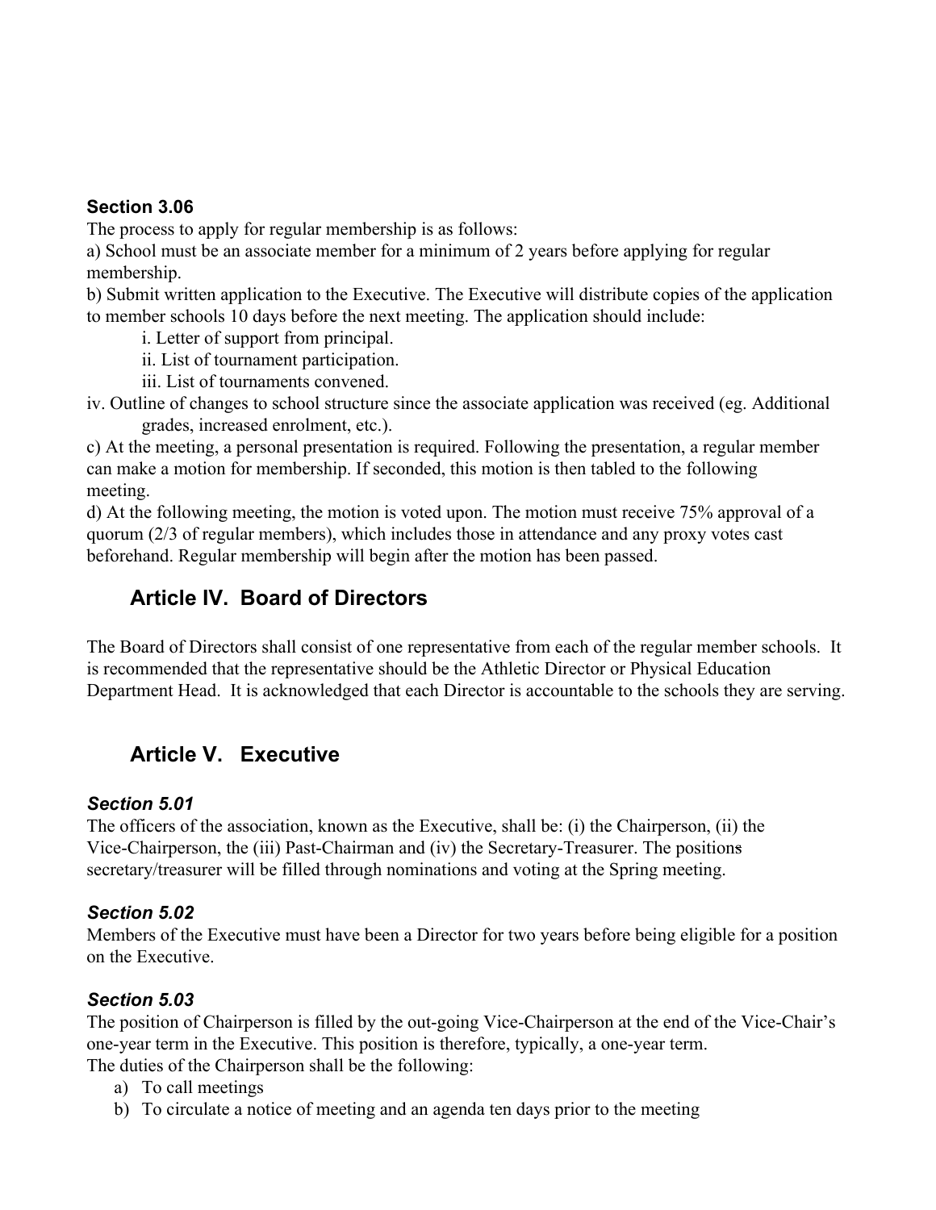**Section 3.06**

The process to apply for regular membership is as follows:

a) School must be an associate member for a minimum of 2 years before applying for regular membership.

b) Submit written application to the Executive. The Executive will distribute copies of the application to member schools 10 days before the next meeting. The application should include:

i. Letter of support from principal.

ii. List of tournament participation.

iii. List of tournaments convened.

iv. Outline of changes to school structure since the associate application was received (eg. Additional grades, increased enrolment, etc.).

c) At the meeting, a personal presentation is required. Following the presentation, a regular member can make a motion for membership. If seconded, this motion is then tabled to the following meeting.

d) At the following meeting, the motion is voted upon. The motion must receive 75% approval of a quorum (2/3 of regular members), which includes those in attendance and any proxy votes cast beforehand. Regular membership will begin after the motion has been passed.

## Article IV. Board of Directors

The Board of Directors shall consist of one representative from each of the regular member schools. It is recommended that the representative should be the Athletic Director or Physical Education Department Head. It is acknowledged that each Director is accountable to the schools they are serving.

## Article V. Executive

***Section 5.01***

The officers of the association, known as the Executive, shall be: (i) the Chairperson, (ii) the Vice-Chairperson, the (iii) Past-Chairman and (iv) the Secretary-Treasurer. The positions secretary/treasurer will be filled through nominations and voting at the Spring meeting.

***Section 5.02***

Members of the Executive must have been a Director for two years before being eligible for a position on the Executive.

***Section 5.03***

The position of Chairperson is filled by the out-going Vice-Chairperson at the end of the Vice-Chair's one-year term in the Executive. This position is therefore, typically, a one-year term.

The duties of the Chairperson shall be the following:

a) To call meetings
b) To circulate a notice of meeting and an agenda ten days prior to the meeting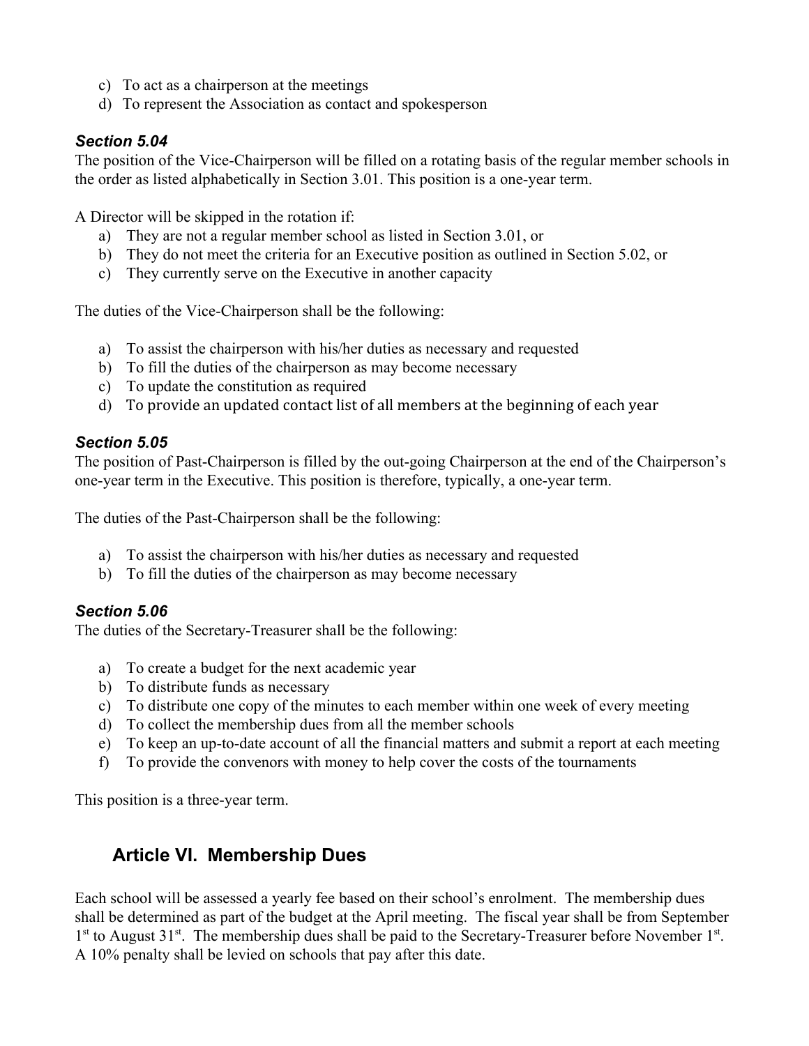c) To act as a chairperson at the meetings
d) To represent the Association as contact and spokesperson

### *Section 5.04*

The position of the Vice-Chairperson will be filled on a rotating basis of the regular member schools in the order as listed alphabetically in Section 3.01. This position is a one-year term.

A Director will be skipped in the rotation if:

a) They are not a regular member school as listed in Section 3.01, or
b) They do not meet the criteria for an Executive position as outlined in Section 5.02, or
c) They currently serve on the Executive in another capacity

The duties of the Vice-Chairperson shall be the following:

a) To assist the chairperson with his/her duties as necessary and requested
b) To fill the duties of the chairperson as may become necessary
c) To update the constitution as required
d) To provide an updated contact list of all members at the beginning of each year

### *Section 5.05*

The position of Past-Chairperson is filled by the out-going Chairperson at the end of the Chairperson's one-year term in the Executive. This position is therefore, typically, a one-year term.

The duties of the Past-Chairperson shall be the following:

a) To assist the chairperson with his/her duties as necessary and requested
b) To fill the duties of the chairperson as may become necessary

### *Section 5.06*

The duties of the Secretary-Treasurer shall be the following:

a) To create a budget for the next academic year
b) To distribute funds as necessary
c) To distribute one copy of the minutes to each member within one week of every meeting
d) To collect the membership dues from all the member schools
e) To keep an up-to-date account of all the financial matters and submit a report at each meeting
f) To provide the convenors with money to help cover the costs of the tournaments

This position is a three-year term.

## Article VI. Membership Dues

Each school will be assessed a yearly fee based on their school's enrolment. The membership dues shall be determined as part of the budget at the April meeting. The fiscal year shall be from September 1st to August 31st. The membership dues shall be paid to the Secretary-Treasurer before November 1st. A 10% penalty shall be levied on schools that pay after this date.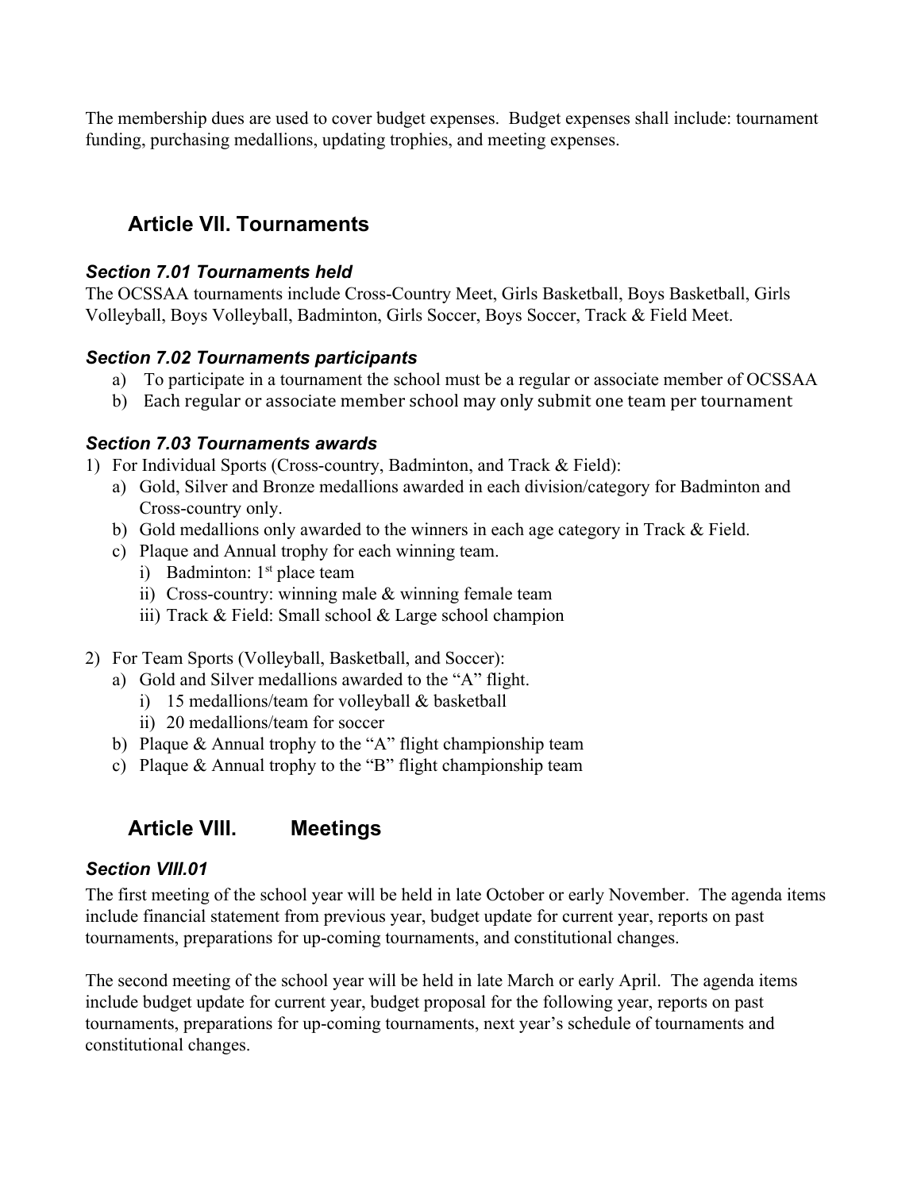The membership dues are used to cover budget expenses. Budget expenses shall include: tournament funding, purchasing medallions, updating trophies, and meeting expenses.

## Article VII. Tournaments

### *Section 7.01 Tournaments held*

The OCSSAA tournaments include Cross-Country Meet, Girls Basketball, Boys Basketball, Girls Volleyball, Boys Volleyball, Badminton, Girls Soccer, Boys Soccer, Track & Field Meet.

### *Section 7.02 Tournaments participants*

a) To participate in a tournament the school must be a regular or associate member of OCSSAA
b) Each regular or associate member school may only submit one team per tournament

### *Section 7.03 Tournaments awards*

1) For Individual Sports (Cross-country, Badminton, and Track & Field):
   a) Gold, Silver and Bronze medallions awarded in each division/category for Badminton and Cross-country only.
   b) Gold medallions only awarded to the winners in each age category in Track & Field.
   c) Plaque and Annual trophy for each winning team.
      i) Badminton: 1st place team
      ii) Cross-country: winning male & winning female team
      iii) Track & Field: Small school & Large school champion

2) For Team Sports (Volleyball, Basketball, and Soccer):
   a) Gold and Silver medallions awarded to the "A" flight.
      i) 15 medallions/team for volleyball & basketball
      ii) 20 medallions/team for soccer
   b) Plaque & Annual trophy to the "A" flight championship team
   c) Plaque & Annual trophy to the "B" flight championship team

## Article VIII. Meetings

### *Section VIII.01*

The first meeting of the school year will be held in late October or early November. The agenda items include financial statement from previous year, budget update for current year, reports on past tournaments, preparations for up-coming tournaments, and constitutional changes.

The second meeting of the school year will be held in late March or early April. The agenda items include budget update for current year, budget proposal for the following year, reports on past tournaments, preparations for up-coming tournaments, next year's schedule of tournaments and constitutional changes.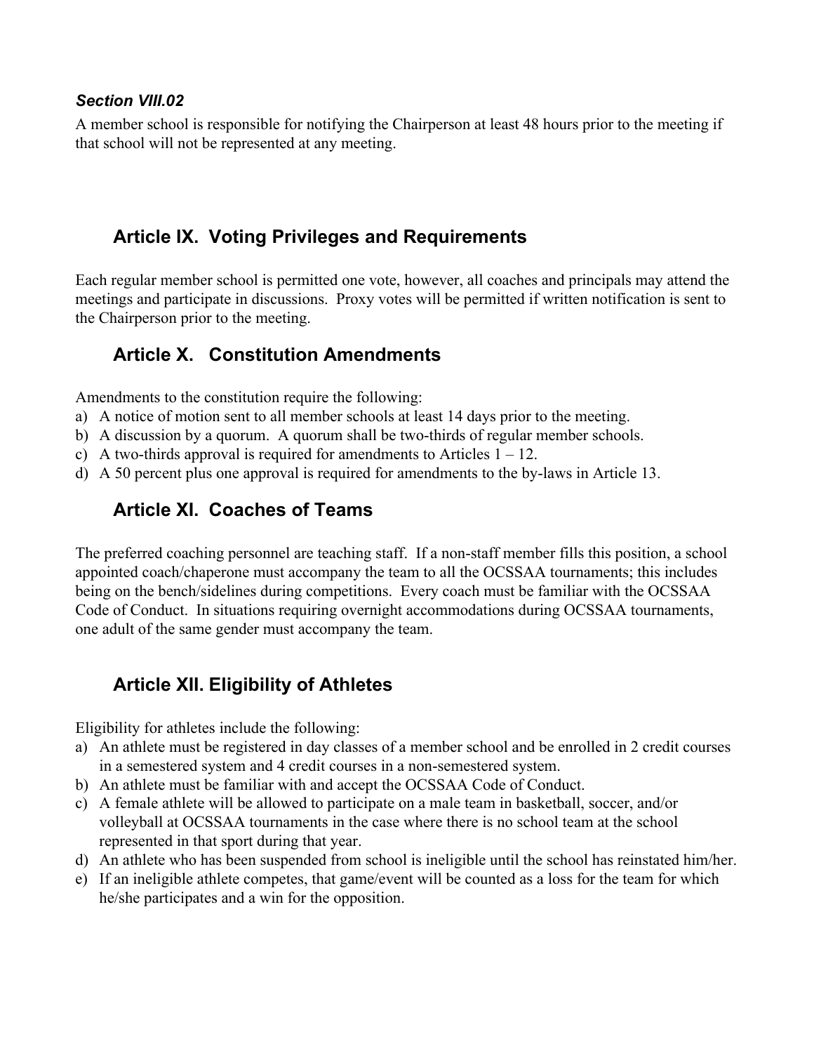### *Section VIII.02*

A member school is responsible for notifying the Chairperson at least 48 hours prior to the meeting if that school will not be represented at any meeting.

## Article IX. Voting Privileges and Requirements

Each regular member school is permitted one vote, however, all coaches and principals may attend the meetings and participate in discussions. Proxy votes will be permitted if written notification is sent to the Chairperson prior to the meeting.

## Article X. Constitution Amendments

Amendments to the constitution require the following:

a) A notice of motion sent to all member schools at least 14 days prior to the meeting.
b) A discussion by a quorum. A quorum shall be two-thirds of regular member schools.
c) A two-thirds approval is required for amendments to Articles 1 – 12.
d) A 50 percent plus one approval is required for amendments to the by-laws in Article 13.

## Article XI. Coaches of Teams

The preferred coaching personnel are teaching staff. If a non-staff member fills this position, a school appointed coach/chaperone must accompany the team to all the OCSSAA tournaments; this includes being on the bench/sidelines during competitions. Every coach must be familiar with the OCSSAA Code of Conduct. In situations requiring overnight accommodations during OCSSAA tournaments, one adult of the same gender must accompany the team.

## Article XII. Eligibility of Athletes

Eligibility for athletes include the following:

a) An athlete must be registered in day classes of a member school and be enrolled in 2 credit courses in a semestered system and 4 credit courses in a non-semestered system.
b) An athlete must be familiar with and accept the OCSSAA Code of Conduct.
c) A female athlete will be allowed to participate on a male team in basketball, soccer, and/or volleyball at OCSSAA tournaments in the case where there is no school team at the school represented in that sport during that year.
d) An athlete who has been suspended from school is ineligible until the school has reinstated him/her.
e) If an ineligible athlete competes, that game/event will be counted as a loss for the team for which he/she participates and a win for the opposition.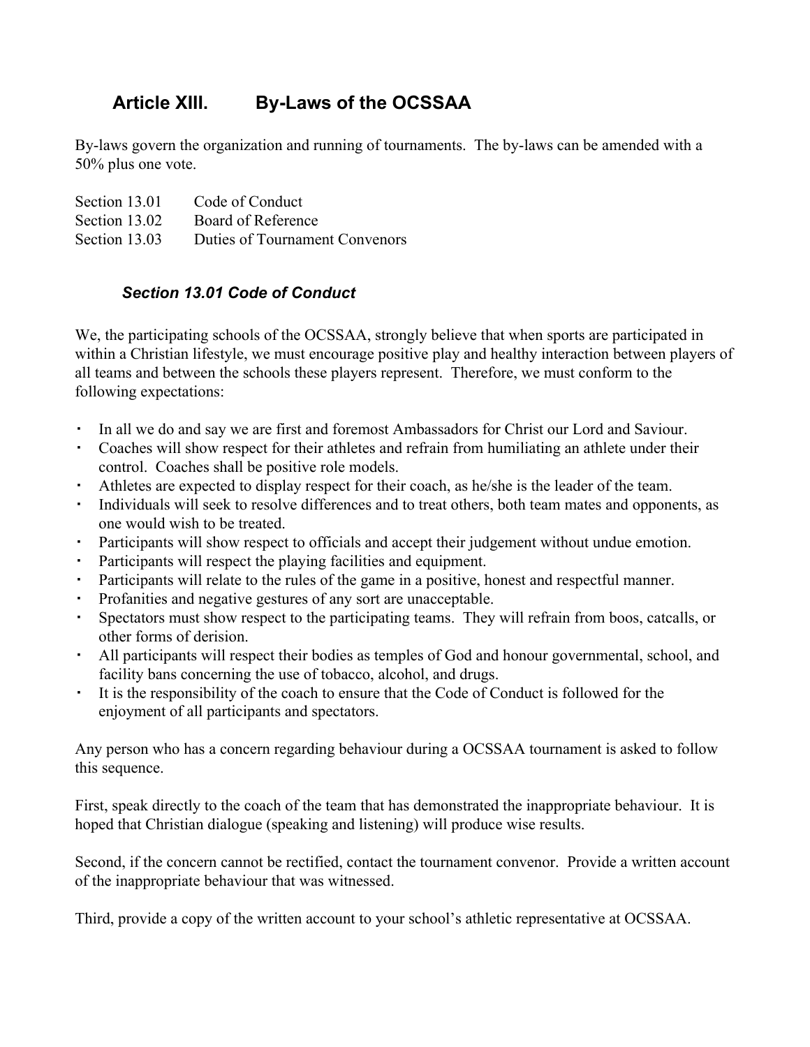## Article XIII. By-Laws of the OCSSAA

By-laws govern the organization and running of tournaments. The by-laws can be amended with a 50% plus one vote.

Section 13.01 Code of Conduct
Section 13.02 Board of Reference
Section 13.03 Duties of Tournament Convenors

### *Section 13.01 Code of Conduct*

We, the participating schools of the OCSSAA, strongly believe that when sports are participated in within a Christian lifestyle, we must encourage positive play and healthy interaction between players of all teams and between the schools these players represent. Therefore, we must conform to the following expectations:

- In all we do and say we are first and foremost Ambassadors for Christ our Lord and Saviour.
- Coaches will show respect for their athletes and refrain from humiliating an athlete under their control. Coaches shall be positive role models.
- Athletes are expected to display respect for their coach, as he/she is the leader of the team.
- Individuals will seek to resolve differences and to treat others, both team mates and opponents, as one would wish to be treated.
- Participants will show respect to officials and accept their judgement without undue emotion.
- Participants will respect the playing facilities and equipment.
- Participants will relate to the rules of the game in a positive, honest and respectful manner.
- Profanities and negative gestures of any sort are unacceptable.
- Spectators must show respect to the participating teams. They will refrain from boos, catcalls, or other forms of derision.
- All participants will respect their bodies as temples of God and honour governmental, school, and facility bans concerning the use of tobacco, alcohol, and drugs.
- It is the responsibility of the coach to ensure that the Code of Conduct is followed for the enjoyment of all participants and spectators.

Any person who has a concern regarding behaviour during a OCSSAA tournament is asked to follow this sequence.

First, speak directly to the coach of the team that has demonstrated the inappropriate behaviour. It is hoped that Christian dialogue (speaking and listening) will produce wise results.

Second, if the concern cannot be rectified, contact the tournament convenor. Provide a written account of the inappropriate behaviour that was witnessed.

Third, provide a copy of the written account to your school's athletic representative at OCSSAA.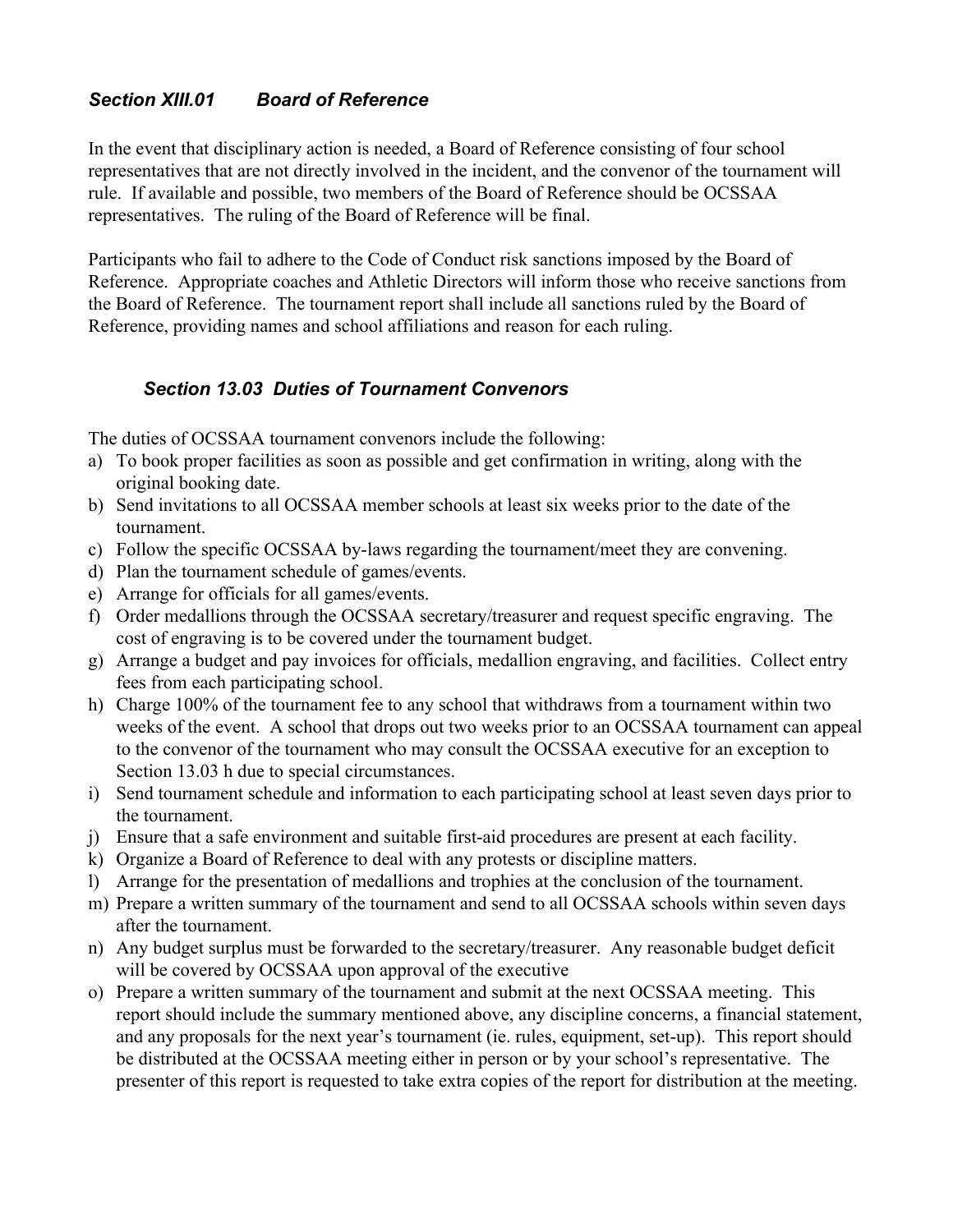### *Section XIII.01 Board of Reference*

In the event that disciplinary action is needed, a Board of Reference consisting of four school representatives that are not directly involved in the incident, and the convenor of the tournament will rule. If available and possible, two members of the Board of Reference should be OCSSAA representatives. The ruling of the Board of Reference will be final.

Participants who fail to adhere to the Code of Conduct risk sanctions imposed by the Board of Reference. Appropriate coaches and Athletic Directors will inform those who receive sanctions from the Board of Reference. The tournament report shall include all sanctions ruled by the Board of Reference, providing names and school affiliations and reason for each ruling.

### *Section 13.03 Duties of Tournament Convenors*

The duties of OCSSAA tournament convenors include the following:

a) To book proper facilities as soon as possible and get confirmation in writing, along with the original booking date.
b) Send invitations to all OCSSAA member schools at least six weeks prior to the date of the tournament.
c) Follow the specific OCSSAA by-laws regarding the tournament/meet they are convening.
d) Plan the tournament schedule of games/events.
e) Arrange for officials for all games/events.
f) Order medallions through the OCSSAA secretary/treasurer and request specific engraving. The cost of engraving is to be covered under the tournament budget.
g) Arrange a budget and pay invoices for officials, medallion engraving, and facilities. Collect entry fees from each participating school.
h) Charge 100% of the tournament fee to any school that withdraws from a tournament within two weeks of the event. A school that drops out two weeks prior to an OCSSAA tournament can appeal to the convenor of the tournament who may consult the OCSSAA executive for an exception to Section 13.03 h due to special circumstances.
i) Send tournament schedule and information to each participating school at least seven days prior to the tournament.
j) Ensure that a safe environment and suitable first-aid procedures are present at each facility.
k) Organize a Board of Reference to deal with any protests or discipline matters.
l) Arrange for the presentation of medallions and trophies at the conclusion of the tournament.
m) Prepare a written summary of the tournament and send to all OCSSAA schools within seven days after the tournament.
n) Any budget surplus must be forwarded to the secretary/treasurer. Any reasonable budget deficit will be covered by OCSSAA upon approval of the executive
o) Prepare a written summary of the tournament and submit at the next OCSSAA meeting. This report should include the summary mentioned above, any discipline concerns, a financial statement, and any proposals for the next year's tournament (ie. rules, equipment, set-up). This report should be distributed at the OCSSAA meeting either in person or by your school's representative. The presenter of this report is requested to take extra copies of the report for distribution at the meeting.